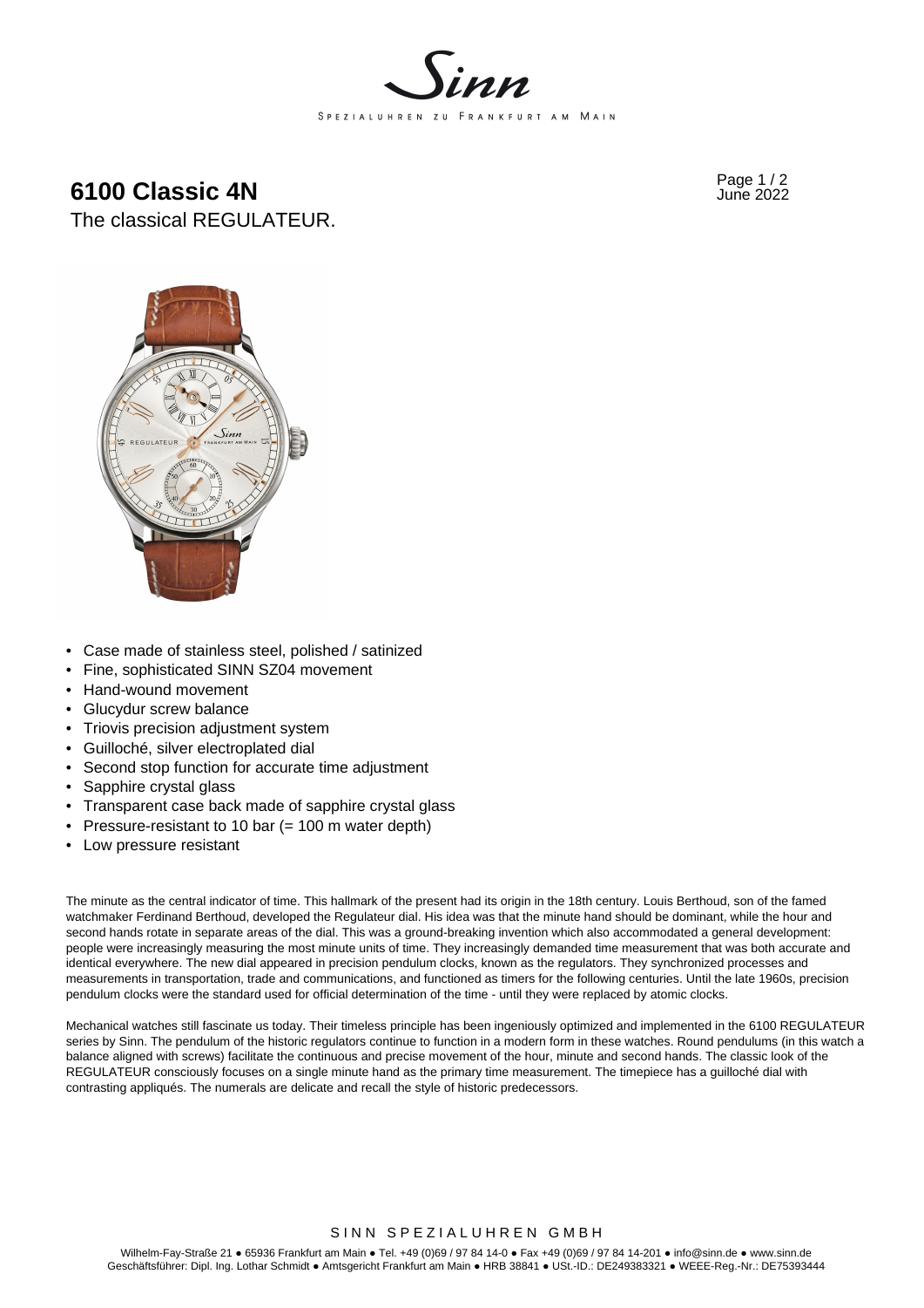# 6100 Classic 4N

The classical REGULATEUR.

June 2022

- Case made of stainless steel, polished / satinized
- Fine, sophisticated SINN SZ04 movement
- Hand-wound movement
- Glucydur screw balance
- Triovis precision adjustment system
- Guilloché, silver electroplated dial
- Second stop function for accurate time adjustment
- Sapphire crystal glass
- Transparent case back made of sapphire crystal glass
- Pressure-resistant to 10 bar (= 100 m water depth)
- Low pressure resistant

The minute as the central indicator of time. This hallmark of the present had its origin in the 18th century. Louis Berthoud, son of the famed watchmaker Ferdinand Berthoud, developed the Regulateur dial. His idea was that the minute hand should be dominant, while the hour and second hands rotate in separate areas of the dial. This was a ground-breaking invention which also accommodated a general development: people were increasingly measuring the most minute units of time. They increasingly demanded time measurement that was both accurate and identical everywhere. The new dial appeared in precision pendulum clocks, known as the regulators. They synchronized processes and measurements in transportation, trade and communications, and functioned as timers for the following centuries. Until the late 1960s, precision pendulum clocks were the standard used for official determination of the time - until they were replaced by atomic clocks.

Mechanical watches still fascinate us today. Their timeless principle has been ingeniously optimized and implemented in the 6100 REGULATEUR series by Sinn. The pendulum of the historic regulators continue to function in a modern form in these watches. Round pendulums (in this watch a balance aligned with screws) facilitate the continuous and precise movement of the hour, minute and second hands. The classic look of the REGULATEUR consciously focuses on a single minute hand as the primary time measurement. The timepiece has a guilloché dial with contrasting appliqués. The numerals are delicate and recall the style of historic predecessors.

SINN SPEZIALUHREN GMBH

Wilhelm-Fay-Straße 21 ● 65936 Frankfurt am Main ● Tel. +49 (0)69 / 97 84 14-0 ● Fax +49 (0)69 / 97 84 14-201 ● info@sinn.de ● www.sinn.de
Geschäftsführer: Dipl. Ing. Lothar Schmidt ● Amtsgericht Frankfurt am Main ● HRB 38841 ● USt.-ID.: DE249383321 ● WEEE-Reg.-Nr.: DE75393444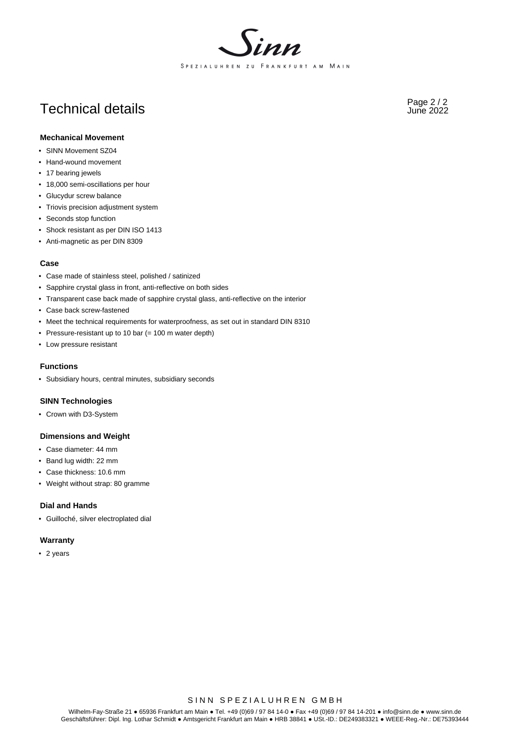# Technical details

### Mechanical Movement

- SINN Movement SZ04
- Hand-wound movement
- 17 bearing jewels
- 18,000 semi-oscillations per hour
- Glucydur screw balance
- Triovis precision adjustment system
- Seconds stop function
- Shock resistant as per DIN ISO 1413
- Anti-magnetic as per DIN 8309

### Case

- Case made of stainless steel, polished / satinized
- Sapphire crystal glass in front, anti-reflective on both sides
- Transparent case back made of sapphire crystal glass, anti-reflective on the interior
- Case back screw-fastened
- Meet the technical requirements for waterproofness, as set out in standard DIN 8310
- Pressure-resistant up to 10 bar (= 100 m water depth)
- Low pressure resistant

### Functions

- Subsidiary hours, central minutes, subsidiary seconds

### SINN Technologies

- Crown with D3-System

### Dimensions and Weight

- Case diameter: 44 mm
- Band lug width: 22 mm
- Case thickness: 10.6 mm
- Weight without strap: 80 gramme

### Dial and Hands

- Guilloché, silver electroplated dial

### Warranty

- 2 years